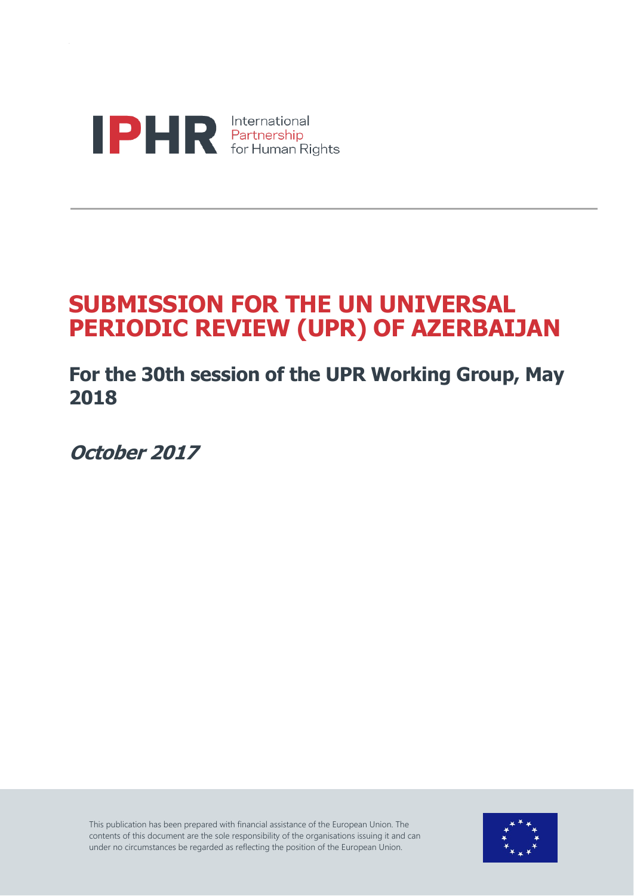IPHR International Partnership for Human Rights

# SUBMISSION FOR THE UN UNIVERSAL PERIODIC REVIEW (UPR) OF AZERBAIJAN

## For the 30th session of the UPR Working Group, May 2018

***October 2017***

This publication has been prepared with financial assistance of the European Union. The contents of this document are the sole responsibility of the organisations issuing it and can under no circumstances be regarded as reflecting the position of the European Union.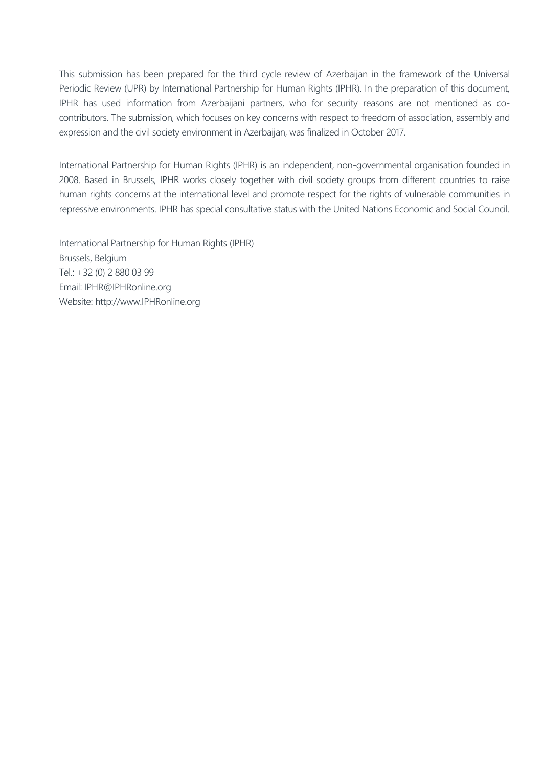This submission has been prepared for the third cycle review of Azerbaijan in the framework of the Universal Periodic Review (UPR) by International Partnership for Human Rights (IPHR). In the preparation of this document, IPHR has used information from Azerbaijani partners, who for security reasons are not mentioned as co-contributors. The submission, which focuses on key concerns with respect to freedom of association, assembly and expression and the civil society environment in Azerbaijan, was finalized in October 2017.

International Partnership for Human Rights (IPHR) is an independent, non-governmental organisation founded in 2008. Based in Brussels, IPHR works closely together with civil society groups from different countries to raise human rights concerns at the international level and promote respect for the rights of vulnerable communities in repressive environments. IPHR has special consultative status with the United Nations Economic and Social Council.

International Partnership for Human Rights (IPHR)
Brussels, Belgium
Tel.: +32 (0) 2 880 03 99
Email: IPHR@IPHRonline.org
Website: http://www.IPHRonline.org